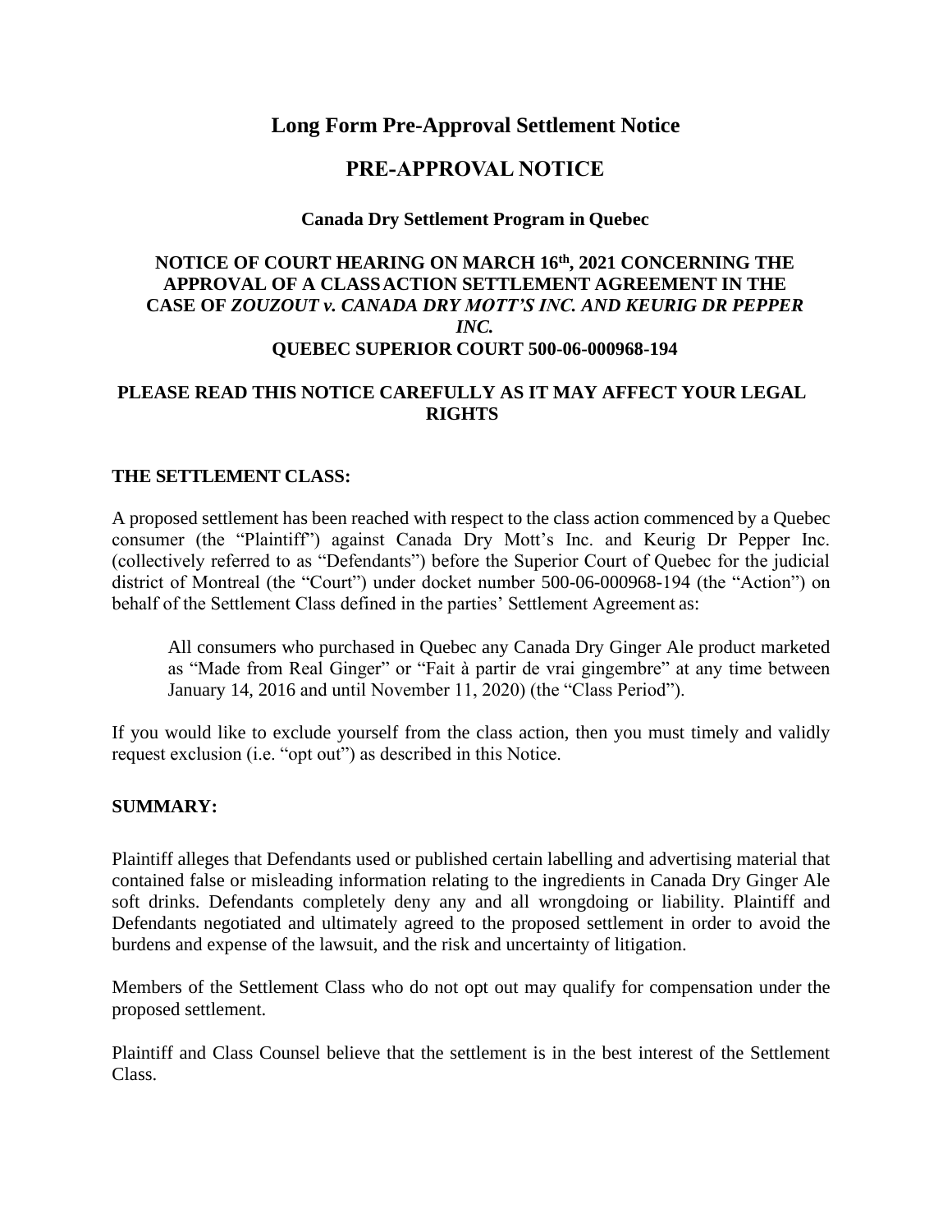# Long Form Pre-Approval Settlement Notice

# PRE-APPROVAL NOTICE

### Canada Dry Settlement Program in Quebec

### NOTICE OF COURT HEARING ON MARCH 16th, 2021 CONCERNING THE APPROVAL OF A CLASS ACTION SETTLEMENT AGREEMENT IN THE CASE OF *ZOUZOUT v. CANADA DRY MOTT'S INC. AND KEURIG DR PEPPER INC.* QUEBEC SUPERIOR COURT 500-06-000968-194

### PLEASE READ THIS NOTICE CAREFULLY AS IT MAY AFFECT YOUR LEGAL RIGHTS

**THE SETTLEMENT CLASS:**

A proposed settlement has been reached with respect to the class action commenced by a Quebec consumer (the "Plaintiff") against Canada Dry Mott's Inc. and Keurig Dr Pepper Inc. (collectively referred to as "Defendants") before the Superior Court of Quebec for the judicial district of Montreal (the "Court") under docket number 500-06-000968-194 (the "Action") on behalf of the Settlement Class defined in the parties' Settlement Agreement as:

> All consumers who purchased in Quebec any Canada Dry Ginger Ale product marketed as "Made from Real Ginger" or "Fait à partir de vrai gingembre" at any time between January 14, 2016 and until November 11, 2020) (the "Class Period").

If you would like to exclude yourself from the class action, then you must timely and validly request exclusion (i.e. "opt out") as described in this Notice.

**SUMMARY:**

Plaintiff alleges that Defendants used or published certain labelling and advertising material that contained false or misleading information relating to the ingredients in Canada Dry Ginger Ale soft drinks. Defendants completely deny any and all wrongdoing or liability. Plaintiff and Defendants negotiated and ultimately agreed to the proposed settlement in order to avoid the burdens and expense of the lawsuit, and the risk and uncertainty of litigation.

Members of the Settlement Class who do not opt out may qualify for compensation under the proposed settlement.

Plaintiff and Class Counsel believe that the settlement is in the best interest of the Settlement Class.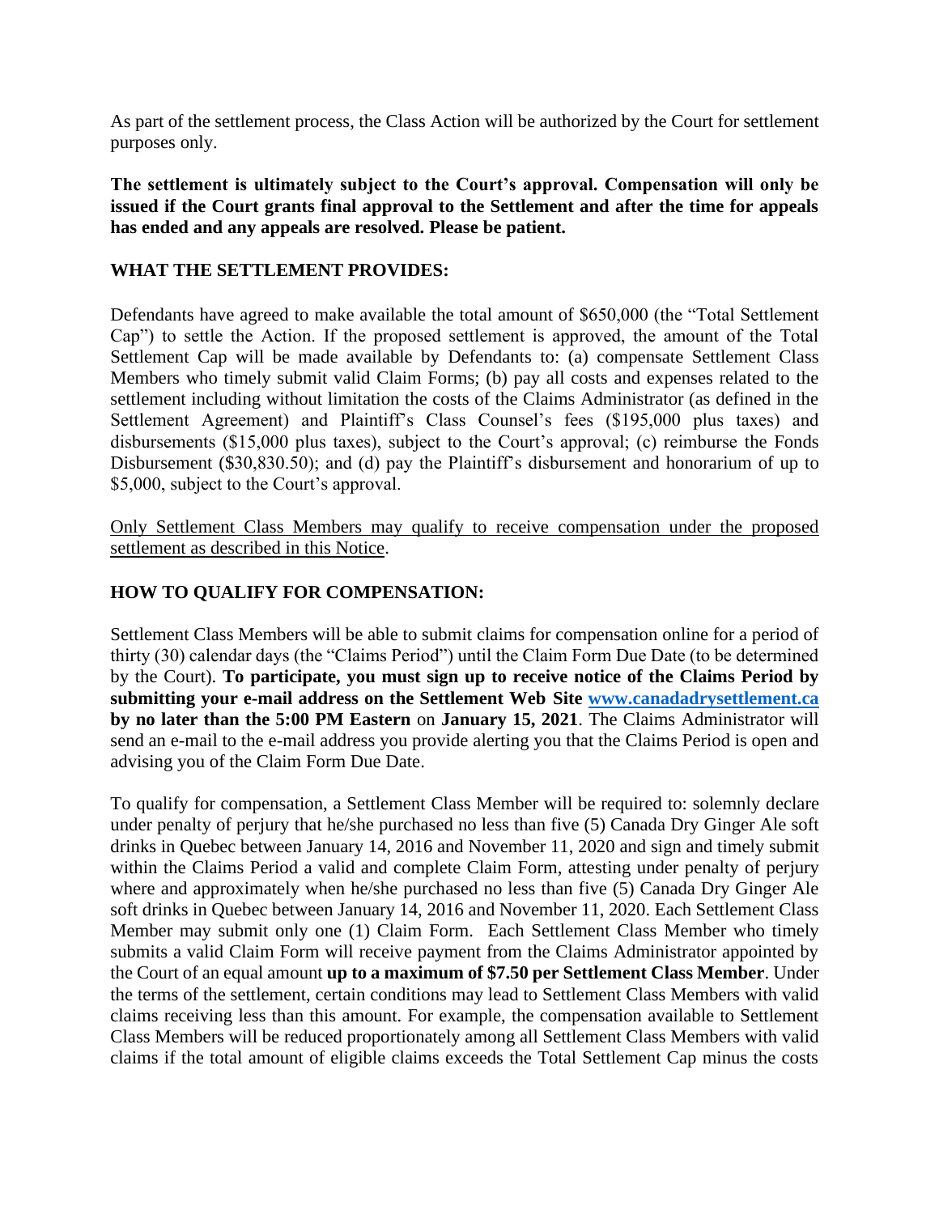As part of the settlement process, the Class Action will be authorized by the Court for settlement purposes only.

**The settlement is ultimately subject to the Court's approval. Compensation will only be issued if the Court grants final approval to the Settlement and after the time for appeals has ended and any appeals are resolved. Please be patient.**

## WHAT THE SETTLEMENT PROVIDES:

Defendants have agreed to make available the total amount of $650,000 (the "Total Settlement Cap") to settle the Action. If the proposed settlement is approved, the amount of the Total Settlement Cap will be made available by Defendants to: (a) compensate Settlement Class Members who timely submit valid Claim Forms; (b) pay all costs and expenses related to the settlement including without limitation the costs of the Claims Administrator (as defined in the Settlement Agreement) and Plaintiff's Class Counsel's fees ($195,000 plus taxes) and disbursements ($15,000 plus taxes), subject to the Court's approval; (c) reimburse the Fonds Disbursement ($30,830.50); and (d) pay the Plaintiff's disbursement and honorarium of up to $5,000, subject to the Court's approval.

<u>Only Settlement Class Members may qualify to receive compensation under the proposed settlement as described in this Notice</u>.

## HOW TO QUALIFY FOR COMPENSATION:

Settlement Class Members will be able to submit claims for compensation online for a period of thirty (30) calendar days (the "Claims Period") until the Claim Form Due Date (to be determined by the Court). **To participate, you must sign up to receive notice of the Claims Period by submitting your e-mail address on the Settlement Web Site [www.canadadrysettlement.ca](www.canadadrysettlement.ca) by no later than the 5:00 PM Eastern** on **January 15, 2021**. The Claims Administrator will send an e-mail to the e-mail address you provide alerting you that the Claims Period is open and advising you of the Claim Form Due Date.

To qualify for compensation, a Settlement Class Member will be required to: solemnly declare under penalty of perjury that he/she purchased no less than five (5) Canada Dry Ginger Ale soft drinks in Quebec between January 14, 2016 and November 11, 2020 and sign and timely submit within the Claims Period a valid and complete Claim Form, attesting under penalty of perjury where and approximately when he/she purchased no less than five (5) Canada Dry Ginger Ale soft drinks in Quebec between January 14, 2016 and November 11, 2020. Each Settlement Class Member may submit only one (1) Claim Form. Each Settlement Class Member who timely submits a valid Claim Form will receive payment from the Claims Administrator appointed by the Court of an equal amount **up to a maximum of $7.50 per Settlement Class Member**. Under the terms of the settlement, certain conditions may lead to Settlement Class Members with valid claims receiving less than this amount. For example, the compensation available to Settlement Class Members will be reduced proportionately among all Settlement Class Members with valid claims if the total amount of eligible claims exceeds the Total Settlement Cap minus the costs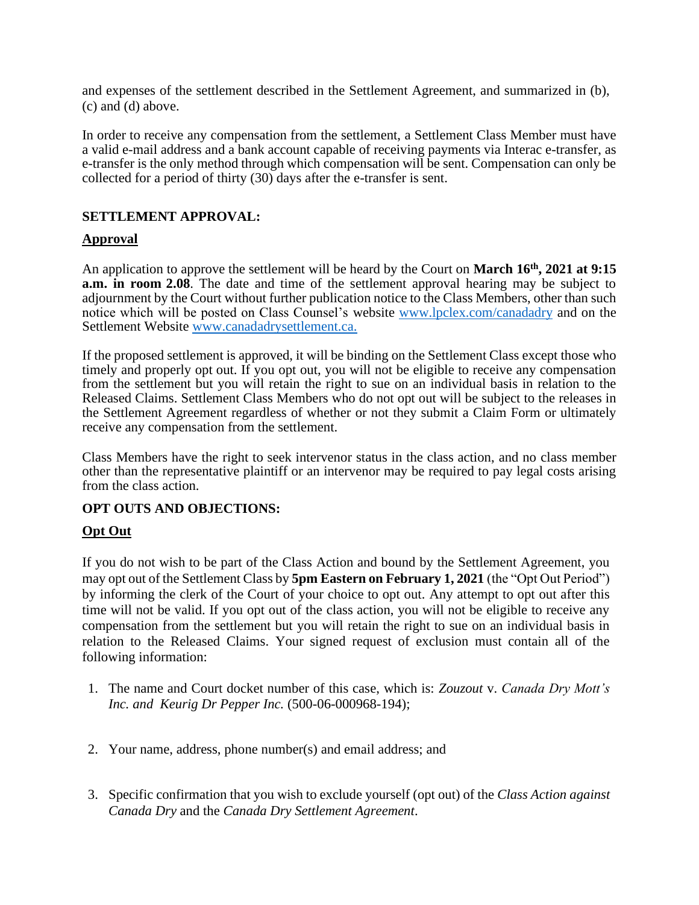and expenses of the settlement described in the Settlement Agreement, and summarized in (b), (c) and (d) above.

In order to receive any compensation from the settlement, a Settlement Class Member must have a valid e-mail address and a bank account capable of receiving payments via Interac e-transfer, as e-transfer is the only method through which compensation will be sent. Compensation can only be collected for a period of thirty (30) days after the e-transfer is sent.

**SETTLEMENT APPROVAL:**

**Approval**

An application to approve the settlement will be heard by the Court on **March 16th, 2021 at 9:15 a.m. in room 2.08**. The date and time of the settlement approval hearing may be subject to adjournment by the Court without further publication notice to the Class Members, other than such notice which will be posted on Class Counsel's website [www.lpclex.com/canadadry](www.lpclex.com/canadadry) and on the Settlement Website [www.canadadrysettlement.ca.](www.canadadrysettlement.ca)

If the proposed settlement is approved, it will be binding on the Settlement Class except those who timely and properly opt out. If you opt out, you will not be eligible to receive any compensation from the settlement but you will retain the right to sue on an individual basis in relation to the Released Claims. Settlement Class Members who do not opt out will be subject to the releases in the Settlement Agreement regardless of whether or not they submit a Claim Form or ultimately receive any compensation from the settlement.

Class Members have the right to seek intervenor status in the class action, and no class member other than the representative plaintiff or an intervenor may be required to pay legal costs arising from the class action.

**OPT OUTS AND OBJECTIONS:**

**Opt Out**

If you do not wish to be part of the Class Action and bound by the Settlement Agreement, you may opt out of the Settlement Class by **5pm Eastern on February 1, 2021** (the "Opt Out Period") by informing the clerk of the Court of your choice to opt out. Any attempt to opt out after this time will not be valid. If you opt out of the class action, you will not be eligible to receive any compensation from the settlement but you will retain the right to sue on an individual basis in relation to the Released Claims. Your signed request of exclusion must contain all of the following information:

1. The name and Court docket number of this case, which is: *Zouzout* v. *Canada Dry Mott's Inc. and Keurig Dr Pepper Inc.* (500-06-000968-194);
2. Your name, address, phone number(s) and email address; and
3. Specific confirmation that you wish to exclude yourself (opt out) of the *Class Action against Canada Dry* and the *Canada Dry Settlement Agreement*.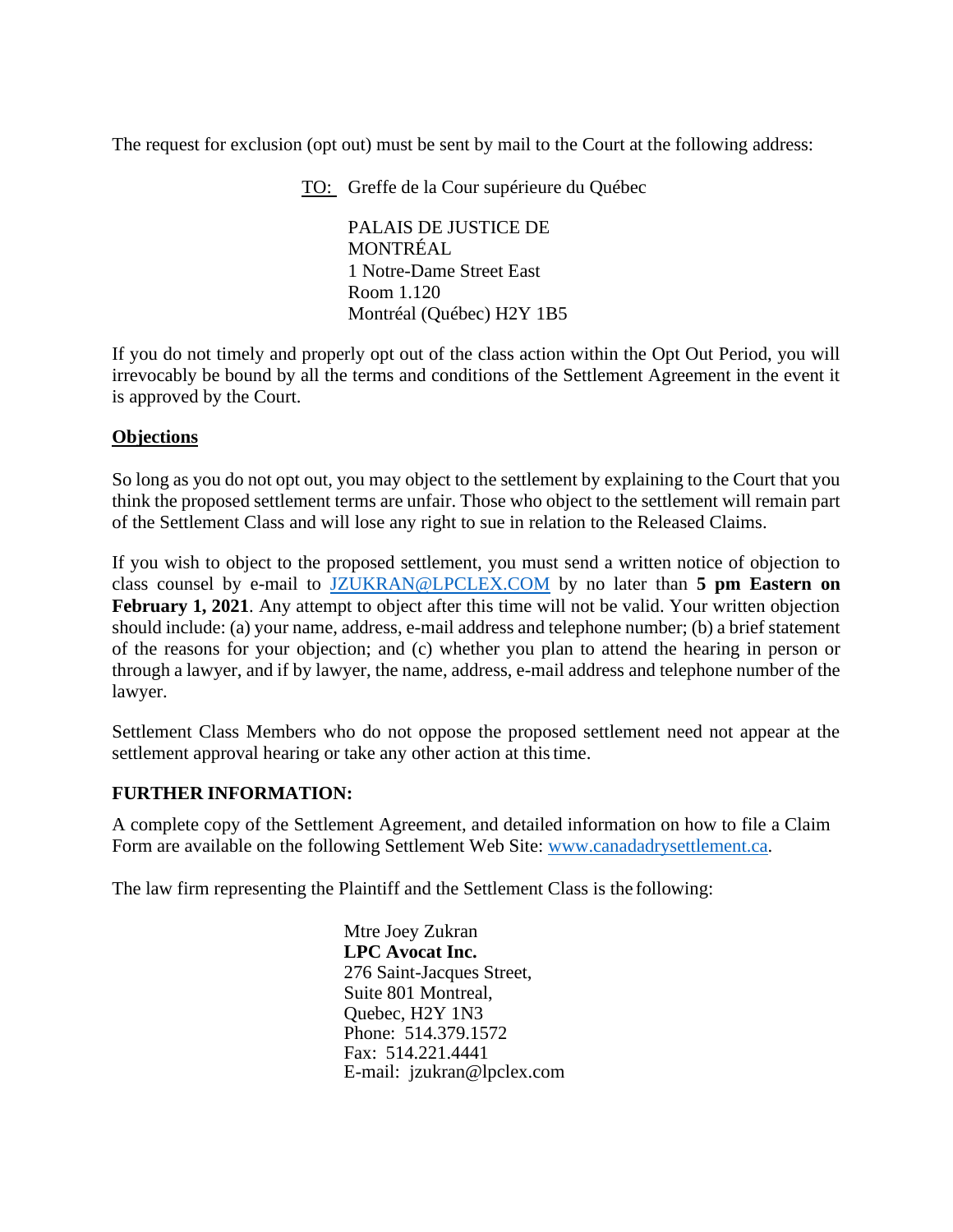The request for exclusion (opt out) must be sent by mail to the Court at the following address:

TO: Greffe de la Cour supérieure du Québec

PALAIS DE JUSTICE DE MONTRÉAL
1 Notre-Dame Street East
Room 1.120
Montréal (Québec) H2Y 1B5

If you do not timely and properly opt out of the class action within the Opt Out Period, you will irrevocably be bound by all the terms and conditions of the Settlement Agreement in the event it is approved by the Court.

**Objections**

So long as you do not opt out, you may object to the settlement by explaining to the Court that you think the proposed settlement terms are unfair. Those who object to the settlement will remain part of the Settlement Class and will lose any right to sue in relation to the Released Claims.

If you wish to object to the proposed settlement, you must send a written notice of objection to class counsel by e-mail to JZUKRAN@LPCLEX.COM by no later than **5 pm Eastern on February 1, 2021**. Any attempt to object after this time will not be valid. Your written objection should include: (a) your name, address, e-mail address and telephone number; (b) a brief statement of the reasons for your objection; and (c) whether you plan to attend the hearing in person or through a lawyer, and if by lawyer, the name, address, e-mail address and telephone number of the lawyer.

Settlement Class Members who do not oppose the proposed settlement need not appear at the settlement approval hearing or take any other action at this time.

**FURTHER INFORMATION:**

A complete copy of the Settlement Agreement, and detailed information on how to file a Claim Form are available on the following Settlement Web Site: www.canadadrysettlement.ca.

The law firm representing the Plaintiff and the Settlement Class is the following:

Mtre Joey Zukran
**LPC Avocat Inc.**
276 Saint-Jacques Street,
Suite 801 Montreal,
Quebec, H2Y 1N3
Phone: 514.379.1572
Fax: 514.221.4441
E-mail: jzukran@lpclex.com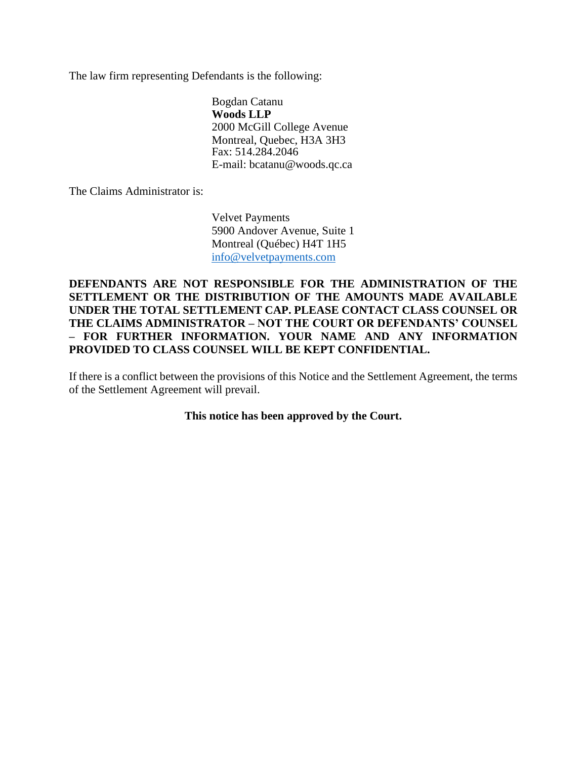The law firm representing Defendants is the following:

Bogdan Catanu
**Woods LLP**
2000 McGill College Avenue
Montreal, Quebec, H3A 3H3
Fax: 514.284.2046
E-mail: bcatanu@woods.qc.ca

The Claims Administrator is:

Velvet Payments
5900 Andover Avenue, Suite 1
Montreal (Québec) H4T 1H5
info@velvetpayments.com

**DEFENDANTS ARE NOT RESPONSIBLE FOR THE ADMINISTRATION OF THE SETTLEMENT OR THE DISTRIBUTION OF THE AMOUNTS MADE AVAILABLE UNDER THE TOTAL SETTLEMENT CAP. PLEASE CONTACT CLASS COUNSEL OR THE CLAIMS ADMINISTRATOR – NOT THE COURT OR DEFENDANTS' COUNSEL – FOR FURTHER INFORMATION. YOUR NAME AND ANY INFORMATION PROVIDED TO CLASS COUNSEL WILL BE KEPT CONFIDENTIAL.**

If there is a conflict between the provisions of this Notice and the Settlement Agreement, the terms of the Settlement Agreement will prevail.

**This notice has been approved by the Court.**